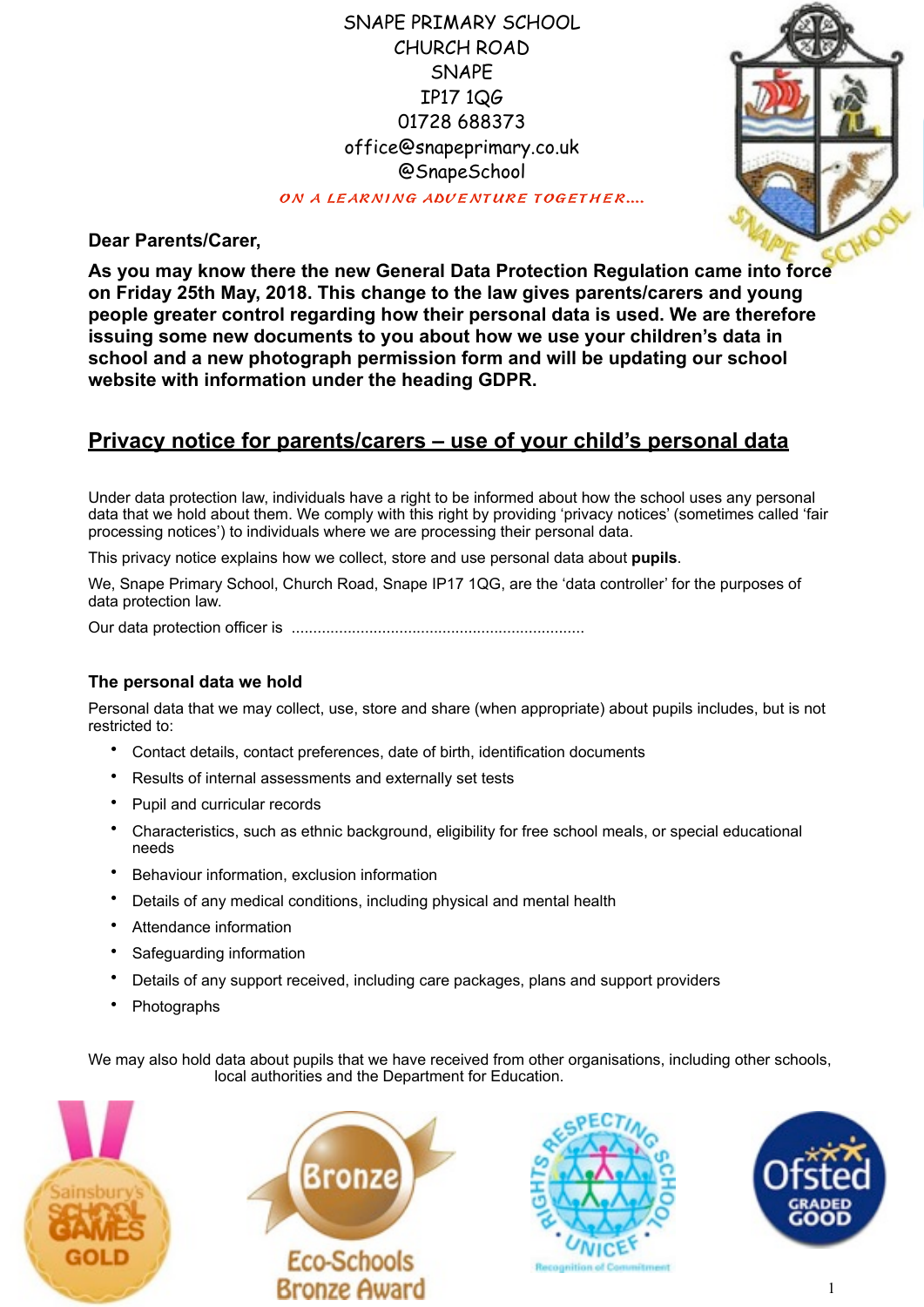SNAPE PRIMARY SCHOOL
CHURCH ROAD
SNAPE
IP17 1QG
01728 688373
office@snapeprimary.co.uk
@SnapeSchool

*ON A LEARNING ADVENTURE TOGETHER….*

**Dear Parents/Carer,**

**As you may know there the new General Data Protection Regulation came into force on Friday 25th May, 2018. This change to the law gives parents/carers and young people greater control regarding how their personal data is used. We are therefore issuing some new documents to you about how we use your children's data in school and a new photograph permission form and will be updating our school website with information under the heading GDPR.**

## Privacy notice for parents/carers – use of your child's personal data

Under data protection law, individuals have a right to be informed about how the school uses any personal data that we hold about them. We comply with this right by providing 'privacy notices' (sometimes called 'fair processing notices') to individuals where we are processing their personal data.

This privacy notice explains how we collect, store and use personal data about **pupils**.

We, Snape Primary School, Church Road, Snape IP17 1QG, are the 'data controller' for the purposes of data protection law.

Our data protection officer is ....................................................................

### The personal data we hold

Personal data that we may collect, use, store and share (when appropriate) about pupils includes, but is not restricted to:

- Contact details, contact preferences, date of birth, identification documents
- Results of internal assessments and externally set tests
- Pupil and curricular records
- Characteristics, such as ethnic background, eligibility for free school meals, or special educational needs
- Behaviour information, exclusion information
- Details of any medical conditions, including physical and mental health
- Attendance information
- Safeguarding information
- Details of any support received, including care packages, plans and support providers
- Photographs

We may also hold data about pupils that we have received from other organisations, including other schools, local authorities and the Department for Education.

Sainsbury's School Games GOLD

Bronze Eco-Schools Bronze Award

Rights Respecting School UNICEF Recognition of Commitment

Ofsted Graded Good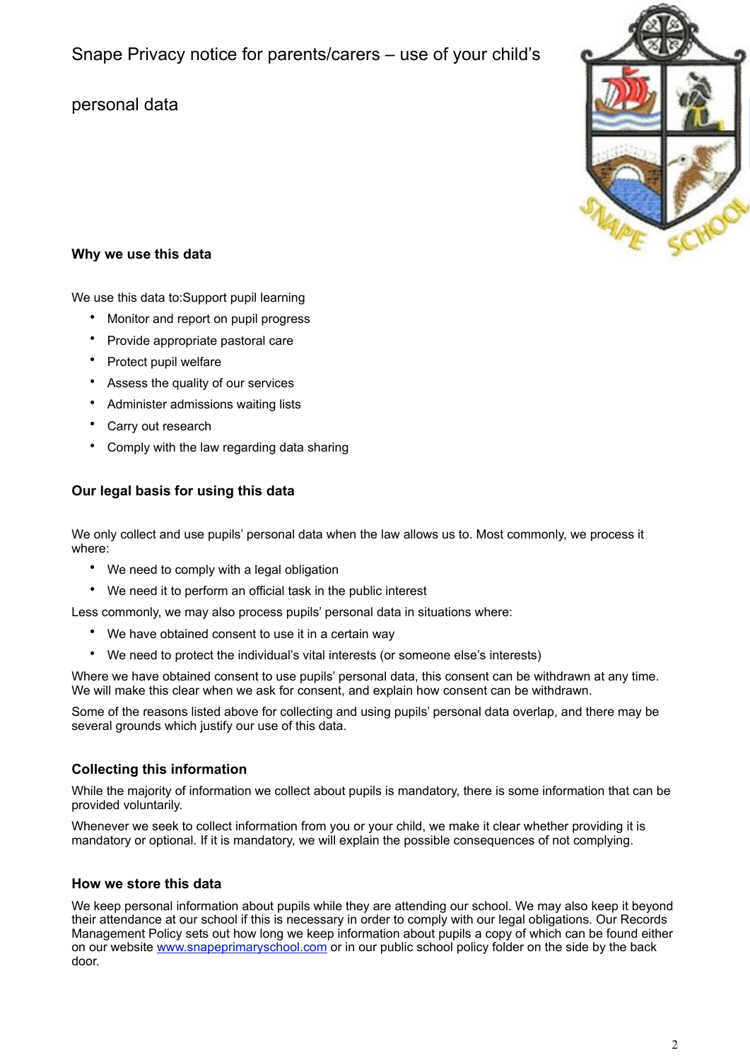Snape Privacy notice for parents/carers – use of your child's personal data

### Why we use this data

We use this data to:Support pupil learning

- Monitor and report on pupil progress
- Provide appropriate pastoral care
- Protect pupil welfare
- Assess the quality of our services
- Administer admissions waiting lists
- Carry out research
- Comply with the law regarding data sharing

### Our legal basis for using this data

We only collect and use pupils' personal data when the law allows us to. Most commonly, we process it where:

- We need to comply with a legal obligation
- We need it to perform an official task in the public interest

Less commonly, we may also process pupils' personal data in situations where:

- We have obtained consent to use it in a certain way
- We need to protect the individual's vital interests (or someone else's interests)

Where we have obtained consent to use pupils' personal data, this consent can be withdrawn at any time. We will make this clear when we ask for consent, and explain how consent can be withdrawn.

Some of the reasons listed above for collecting and using pupils' personal data overlap, and there may be several grounds which justify our use of this data.

### Collecting this information

While the majority of information we collect about pupils is mandatory, there is some information that can be provided voluntarily.

Whenever we seek to collect information from you or your child, we make it clear whether providing it is mandatory or optional. If it is mandatory, we will explain the possible consequences of not complying.

### How we store this data

We keep personal information about pupils while they are attending our school. We may also keep it beyond their attendance at our school if this is necessary in order to comply with our legal obligations. Our Records Management Policy sets out how long we keep information about pupils a copy of which can be found either on our website [www.snapeprimaryschool.com](http://www.snapeprimaryschool.com) or in our public school policy folder on the side by the back door.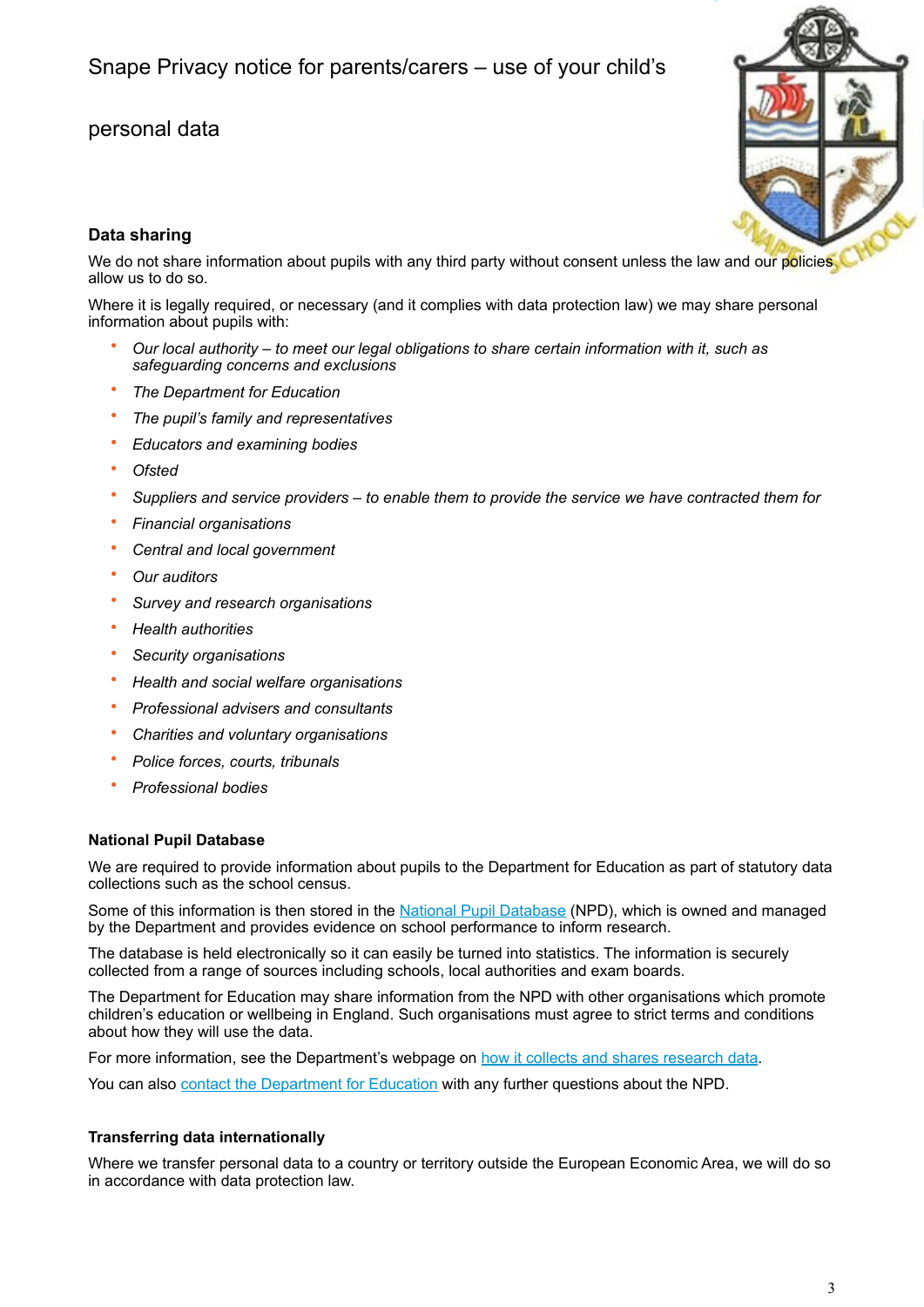Snape Privacy notice for parents/carers – use of your child's personal data

### Data sharing

We do not share information about pupils with any third party without consent unless the law and our policies allow us to do so.

Where it is legally required, or necessary (and it complies with data protection law) we may share personal information about pupils with:

- *Our local authority – to meet our legal obligations to share certain information with it, such as safeguarding concerns and exclusions*
- *The Department for Education*
- *The pupil's family and representatives*
- *Educators and examining bodies*
- *Ofsted*
- *Suppliers and service providers – to enable them to provide the service we have contracted them for*
- *Financial organisations*
- *Central and local government*
- *Our auditors*
- *Survey and research organisations*
- *Health authorities*
- *Security organisations*
- *Health and social welfare organisations*
- *Professional advisers and consultants*
- *Charities and voluntary organisations*
- *Police forces, courts, tribunals*
- *Professional bodies*

#### National Pupil Database

We are required to provide information about pupils to the Department for Education as part of statutory data collections such as the school census.

Some of this information is then stored in the National Pupil Database (NPD), which is owned and managed by the Department and provides evidence on school performance to inform research.

The database is held electronically so it can easily be turned into statistics. The information is securely collected from a range of sources including schools, local authorities and exam boards.

The Department for Education may share information from the NPD with other organisations which promote children's education or wellbeing in England. Such organisations must agree to strict terms and conditions about how they will use the data.

For more information, see the Department's webpage on how it collects and shares research data.

You can also contact the Department for Education with any further questions about the NPD.

#### Transferring data internationally

Where we transfer personal data to a country or territory outside the European Economic Area, we will do so in accordance with data protection law.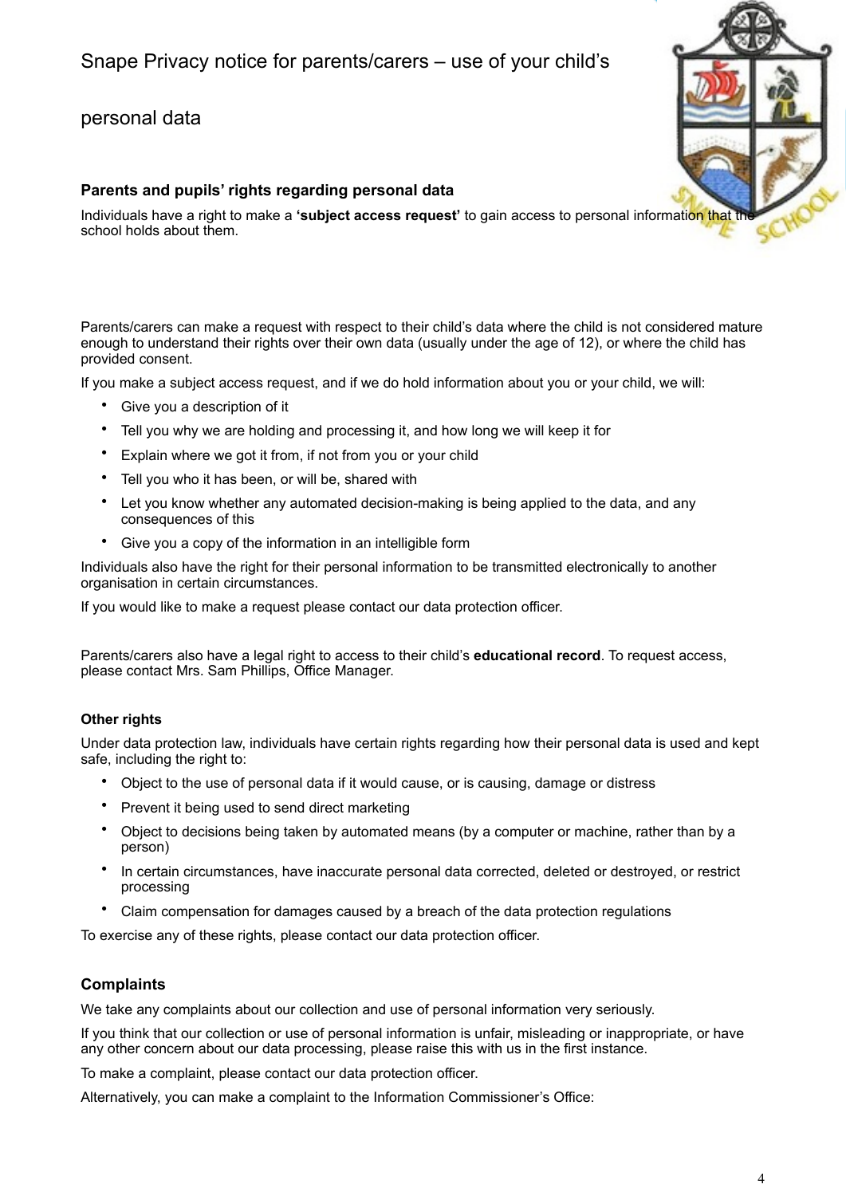Snape Privacy notice for parents/carers – use of your child's

personal data

### Parents and pupils' rights regarding personal data

Individuals have a right to make a **'subject access request'** to gain access to personal information that the school holds about them.

Parents/carers can make a request with respect to their child's data where the child is not considered mature enough to understand their rights over their own data (usually under the age of 12), or where the child has provided consent.

If you make a subject access request, and if we do hold information about you or your child, we will:

- Give you a description of it
- Tell you why we are holding and processing it, and how long we will keep it for
- Explain where we got it from, if not from you or your child
- Tell you who it has been, or will be, shared with
- Let you know whether any automated decision-making is being applied to the data, and any consequences of this
- Give you a copy of the information in an intelligible form

Individuals also have the right for their personal information to be transmitted electronically to another organisation in certain circumstances.

If you would like to make a request please contact our data protection officer.

Parents/carers also have a legal right to access to their child's **educational record**. To request access, please contact Mrs. Sam Phillips, Office Manager.

#### Other rights

Under data protection law, individuals have certain rights regarding how their personal data is used and kept safe, including the right to:

- Object to the use of personal data if it would cause, or is causing, damage or distress
- Prevent it being used to send direct marketing
- Object to decisions being taken by automated means (by a computer or machine, rather than by a person)
- In certain circumstances, have inaccurate personal data corrected, deleted or destroyed, or restrict processing
- Claim compensation for damages caused by a breach of the data protection regulations

To exercise any of these rights, please contact our data protection officer.

### Complaints

We take any complaints about our collection and use of personal information very seriously.

If you think that our collection or use of personal information is unfair, misleading or inappropriate, or have any other concern about our data processing, please raise this with us in the first instance.

To make a complaint, please contact our data protection officer.

Alternatively, you can make a complaint to the Information Commissioner's Office: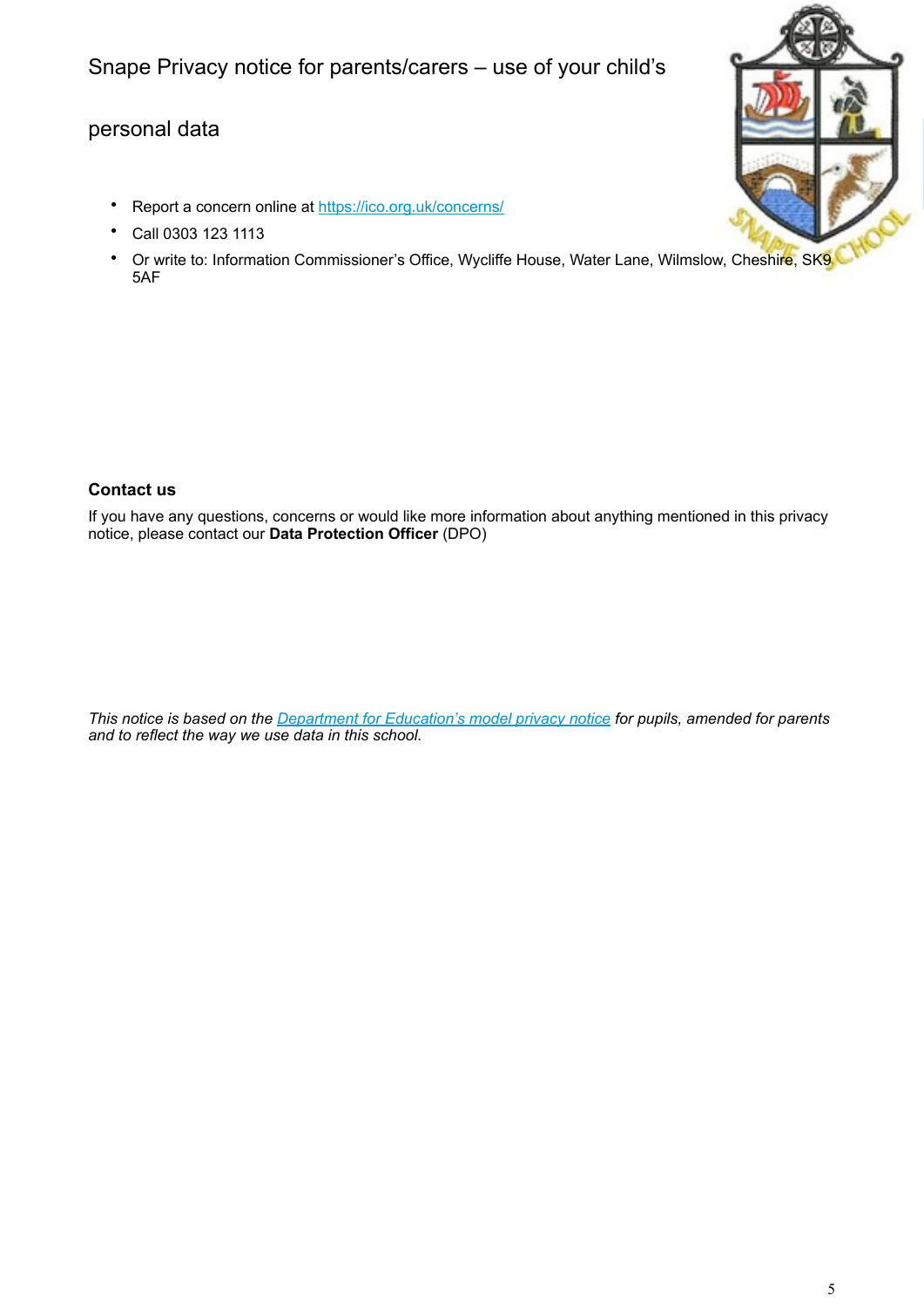Snape Privacy notice for parents/carers – use of your child's personal data

- Report a concern online at https://ico.org.uk/concerns/
- Call 0303 123 1113
- Or write to: Information Commissioner's Office, Wycliffe House, Water Lane, Wilmslow, Cheshire, SK9 5AF

## Contact us

If you have any questions, concerns or would like more information about anything mentioned in this privacy notice, please contact our **Data Protection Officer** (DPO)

*This notice is based on the [Department for Education's model privacy notice](#) for pupils, amended for parents and to reflect the way we use data in this school.*